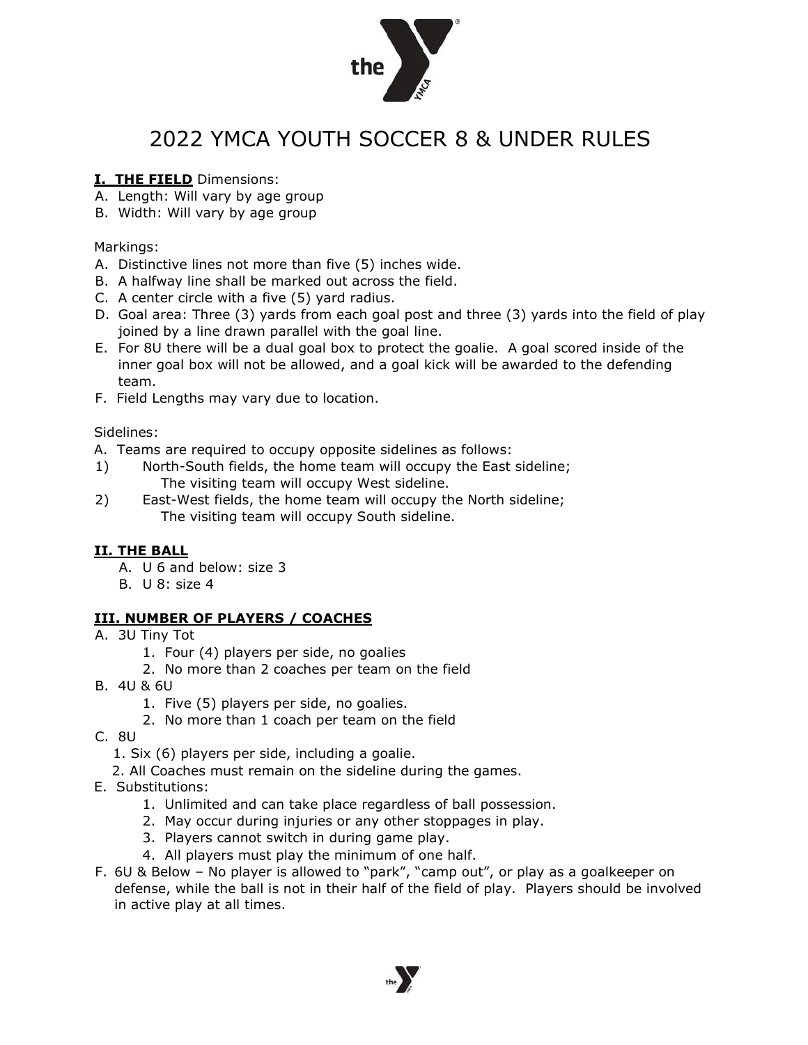# 2022 YMCA YOUTH SOCCER 8 & UNDER RULES

**I. THE FIELD** Dimensions:

A. Length: Will vary by age group
B. Width: Will vary by age group

Markings:

A. Distinctive lines not more than five (5) inches wide.
B. A halfway line shall be marked out across the field.
C. A center circle with a five (5) yard radius.
D. Goal area: Three (3) yards from each goal post and three (3) yards into the field of play joined by a line drawn parallel with the goal line.
E. For 8U there will be a dual goal box to protect the goalie. A goal scored inside of the inner goal box will not be allowed, and a goal kick will be awarded to the defending team.
F. Field Lengths may vary due to location.

Sidelines:

A. Teams are required to occupy opposite sidelines as follows:
1) North-South fields, the home team will occupy the East sideline;
   The visiting team will occupy West sideline.
2) East-West fields, the home team will occupy the North sideline;
   The visiting team will occupy South sideline.

## II. THE BALL

A. U 6 and below: size 3
B. U 8: size 4

## III. NUMBER OF PLAYERS / COACHES

A. 3U Tiny Tot
   1. Four (4) players per side, no goalies
   2. No more than 2 coaches per team on the field
B. 4U & 6U
   1. Five (5) players per side, no goalies.
   2. No more than 1 coach per team on the field
C. 8U
   1. Six (6) players per side, including a goalie.
   2. All Coaches must remain on the sideline during the games.
E. Substitutions:
   1. Unlimited and can take place regardless of ball possession.
   2. May occur during injuries or any other stoppages in play.
   3. Players cannot switch in during game play.
   4. All players must play the minimum of one half.
F. 6U & Below – No player is allowed to "park", "camp out", or play as a goalkeeper on defense, while the ball is not in their half of the field of play. Players should be involved in active play at all times.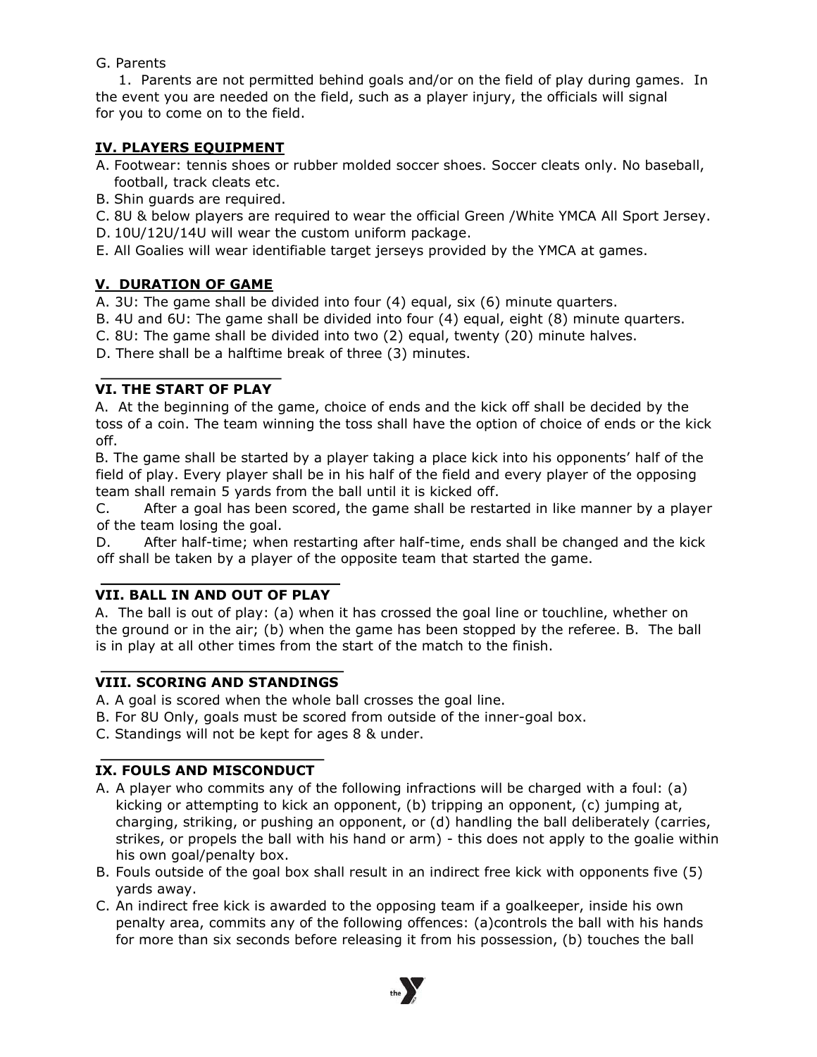G. Parents

1. Parents are not permitted behind goals and/or on the field of play during games. In the event you are needed on the field, such as a player injury, the officials will signal for you to come on to the field.

## IV. PLAYERS EQUIPMENT

A. Footwear: tennis shoes or rubber molded soccer shoes. Soccer cleats only. No baseball, football, track cleats etc.
B. Shin guards are required.
C. 8U & below players are required to wear the official Green /White YMCA All Sport Jersey.
D. 10U/12U/14U will wear the custom uniform package.
E. All Goalies will wear identifiable target jerseys provided by the YMCA at games.

## V. DURATION OF GAME

A. 3U: The game shall be divided into four (4) equal, six (6) minute quarters.
B. 4U and 6U: The game shall be divided into four (4) equal, eight (8) minute quarters.
C. 8U: The game shall be divided into two (2) equal, twenty (20) minute halves.
D. There shall be a halftime break of three (3) minutes.

## VI. THE START OF PLAY

A. At the beginning of the game, choice of ends and the kick off shall be decided by the toss of a coin. The team winning the toss shall have the option of choice of ends or the kick off.

B. The game shall be started by a player taking a place kick into his opponents' half of the field of play. Every player shall be in his half of the field and every player of the opposing team shall remain 5 yards from the ball until it is kicked off.

C. After a goal has been scored, the game shall be restarted in like manner by a player of the team losing the goal.

D. After half-time; when restarting after half-time, ends shall be changed and the kick off shall be taken by a player of the opposite team that started the game.

## VII. BALL IN AND OUT OF PLAY

A. The ball is out of play: (a) when it has crossed the goal line or touchline, whether on the ground or in the air; (b) when the game has been stopped by the referee. B. The ball is in play at all other times from the start of the match to the finish.

## VIII. SCORING AND STANDINGS

A. A goal is scored when the whole ball crosses the goal line.
B. For 8U Only, goals must be scored from outside of the inner-goal box.
C. Standings will not be kept for ages 8 & under.

## IX. FOULS AND MISCONDUCT

A. A player who commits any of the following infractions will be charged with a foul: (a) kicking or attempting to kick an opponent, (b) tripping an opponent, (c) jumping at, charging, striking, or pushing an opponent, or (d) handling the ball deliberately (carries, strikes, or propels the ball with his hand or arm) - this does not apply to the goalie within his own goal/penalty box.
B. Fouls outside of the goal box shall result in an indirect free kick with opponents five (5) yards away.
C. An indirect free kick is awarded to the opposing team if a goalkeeper, inside his own penalty area, commits any of the following offences: (a)controls the ball with his hands for more than six seconds before releasing it from his possession, (b) touches the ball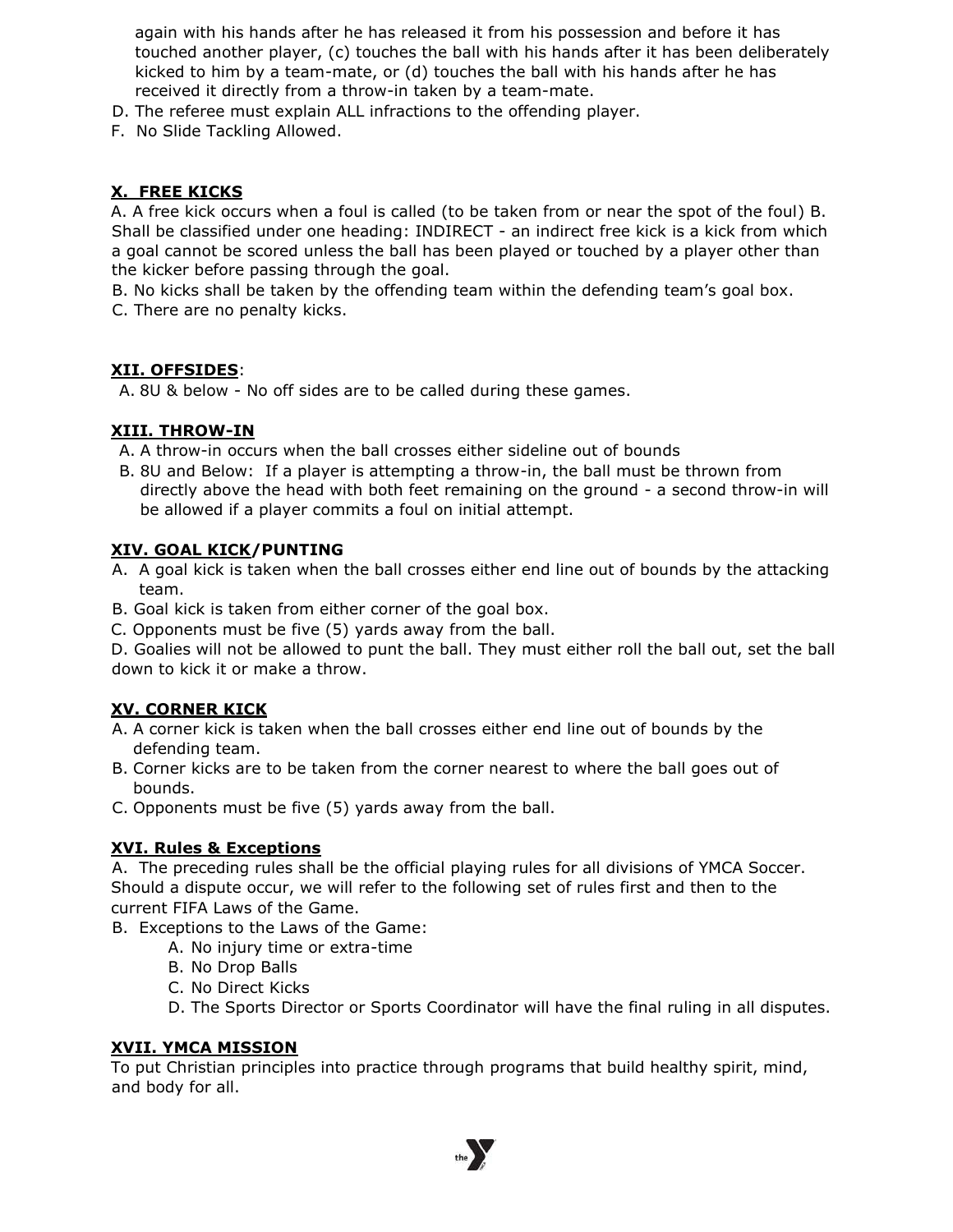again with his hands after he has released it from his possession and before it has touched another player, (c) touches the ball with his hands after it has been deliberately kicked to him by a team-mate, or (d) touches the ball with his hands after he has received it directly from a throw-in taken by a team-mate.

D. The referee must explain ALL infractions to the offending player.

F. No Slide Tackling Allowed.

## X. FREE KICKS

A. A free kick occurs when a foul is called (to be taken from or near the spot of the foul) B. Shall be classified under one heading: INDIRECT - an indirect free kick is a kick from which a goal cannot be scored unless the ball has been played or touched by a player other than the kicker before passing through the goal.

B. No kicks shall be taken by the offending team within the defending team's goal box.

C. There are no penalty kicks.

## XII. OFFSIDES:

A. 8U & below - No off sides are to be called during these games.

## XIII. THROW-IN

A. A throw-in occurs when the ball crosses either sideline out of bounds

B. 8U and Below: If a player is attempting a throw-in, the ball must be thrown from directly above the head with both feet remaining on the ground - a second throw-in will be allowed if a player commits a foul on initial attempt.

## XIV. GOAL KICK/PUNTING

A. A goal kick is taken when the ball crosses either end line out of bounds by the attacking team.

B. Goal kick is taken from either corner of the goal box.

C. Opponents must be five (5) yards away from the ball.

D. Goalies will not be allowed to punt the ball. They must either roll the ball out, set the ball down to kick it or make a throw.

## XV. CORNER KICK

A. A corner kick is taken when the ball crosses either end line out of bounds by the defending team.

B. Corner kicks are to be taken from the corner nearest to where the ball goes out of bounds.

C. Opponents must be five (5) yards away from the ball.

## XVI. Rules & Exceptions

A. The preceding rules shall be the official playing rules for all divisions of YMCA Soccer. Should a dispute occur, we will refer to the following set of rules first and then to the current FIFA Laws of the Game.

B. Exceptions to the Laws of the Game:

   A. No injury time or extra-time
   B. No Drop Balls
   C. No Direct Kicks
   D. The Sports Director or Sports Coordinator will have the final ruling in all disputes.

## XVII. YMCA MISSION

To put Christian principles into practice through programs that build healthy spirit, mind, and body for all.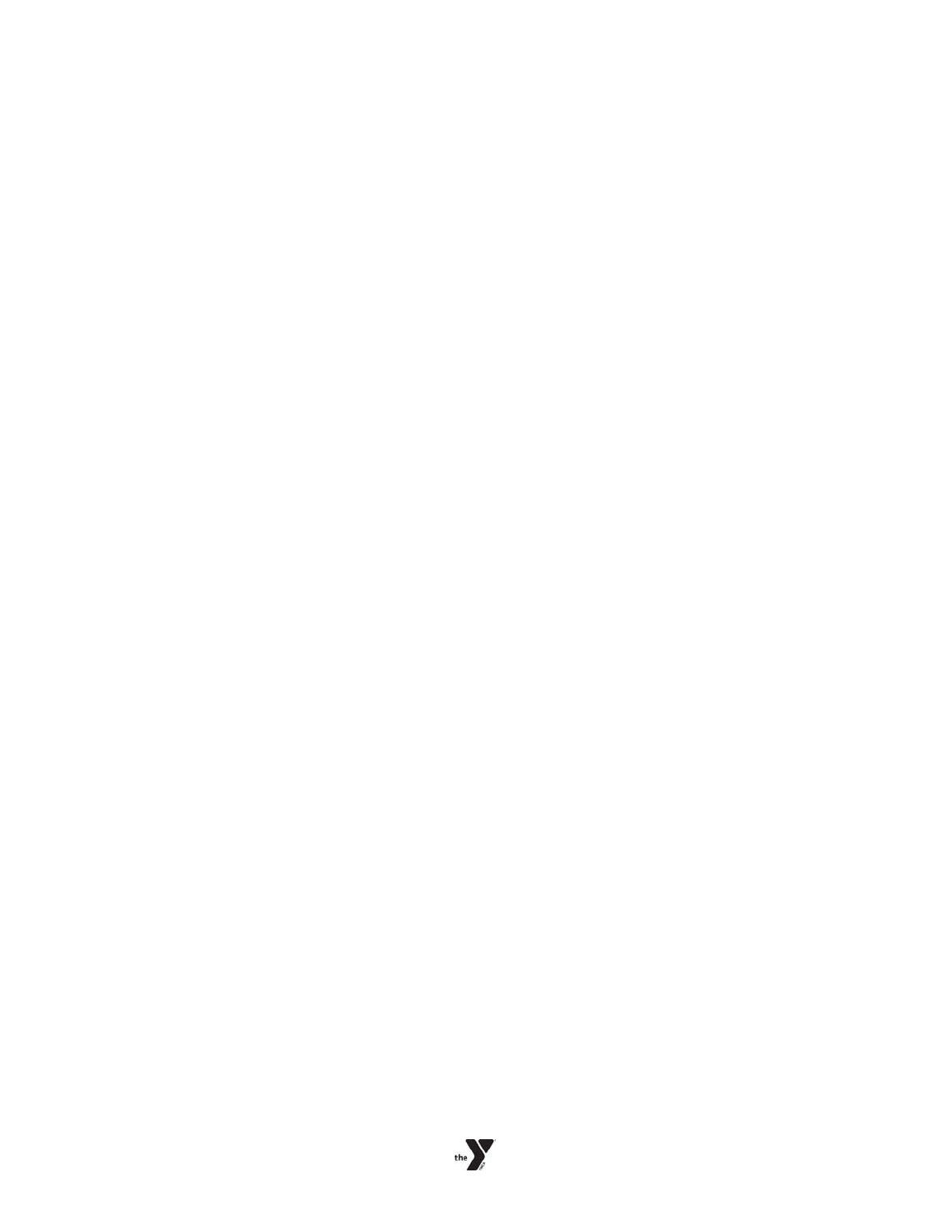the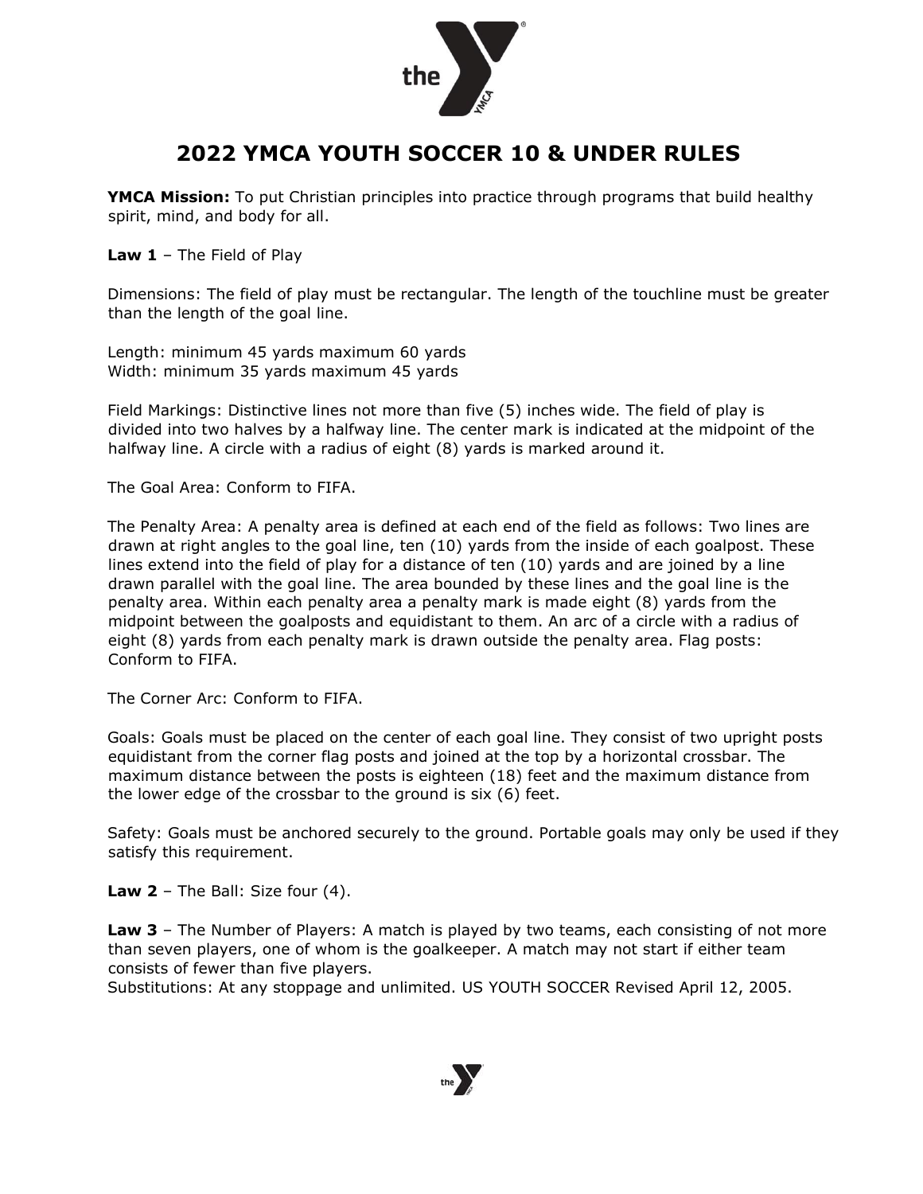# 2022 YMCA YOUTH SOCCER 10 & UNDER RULES

**YMCA Mission:** To put Christian principles into practice through programs that build healthy spirit, mind, and body for all.

**Law 1** – The Field of Play

Dimensions: The field of play must be rectangular. The length of the touchline must be greater than the length of the goal line.

Length: minimum 45 yards maximum 60 yards
Width: minimum 35 yards maximum 45 yards

Field Markings: Distinctive lines not more than five (5) inches wide. The field of play is divided into two halves by a halfway line. The center mark is indicated at the midpoint of the halfway line. A circle with a radius of eight (8) yards is marked around it.

The Goal Area: Conform to FIFA.

The Penalty Area: A penalty area is defined at each end of the field as follows: Two lines are drawn at right angles to the goal line, ten (10) yards from the inside of each goalpost. These lines extend into the field of play for a distance of ten (10) yards and are joined by a line drawn parallel with the goal line. The area bounded by these lines and the goal line is the penalty area. Within each penalty area a penalty mark is made eight (8) yards from the midpoint between the goalposts and equidistant to them. An arc of a circle with a radius of eight (8) yards from each penalty mark is drawn outside the penalty area. Flag posts: Conform to FIFA.

The Corner Arc: Conform to FIFA.

Goals: Goals must be placed on the center of each goal line. They consist of two upright posts equidistant from the corner flag posts and joined at the top by a horizontal crossbar. The maximum distance between the posts is eighteen (18) feet and the maximum distance from the lower edge of the crossbar to the ground is six (6) feet.

Safety: Goals must be anchored securely to the ground. Portable goals may only be used if they satisfy this requirement.

**Law 2** – The Ball: Size four (4).

**Law 3** – The Number of Players: A match is played by two teams, each consisting of not more than seven players, one of whom is the goalkeeper. A match may not start if either team consists of fewer than five players.
Substitutions: At any stoppage and unlimited. US YOUTH SOCCER Revised April 12, 2005.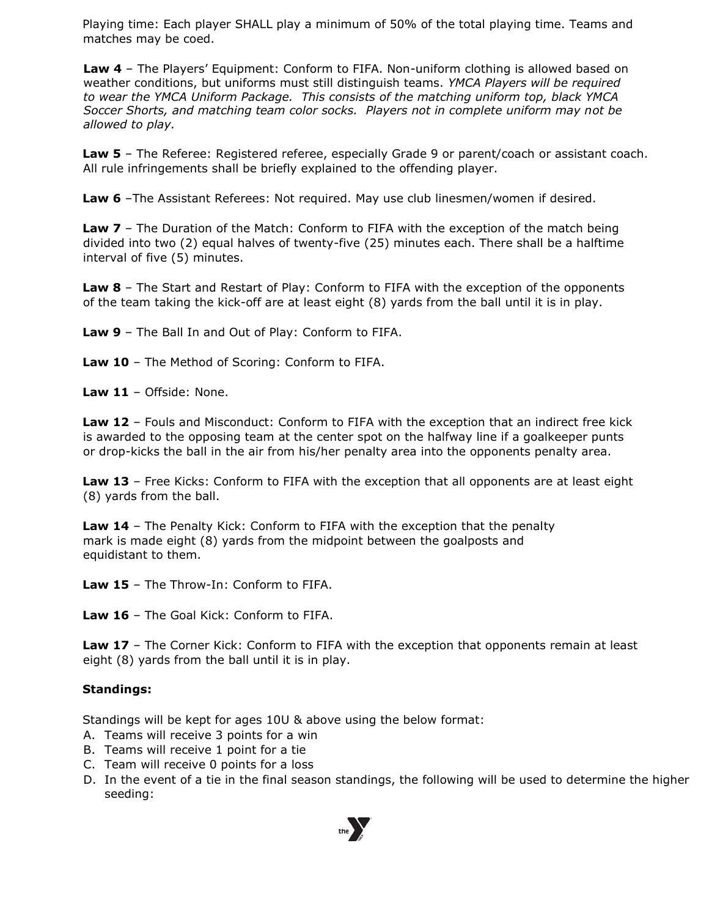Playing time: Each player SHALL play a minimum of 50% of the total playing time. Teams and matches may be coed.

**Law 4** – The Players' Equipment: Conform to FIFA. Non-uniform clothing is allowed based on weather conditions, but uniforms must still distinguish teams. *YMCA Players will be required to wear the YMCA Uniform Package. This consists of the matching uniform top, black YMCA Soccer Shorts, and matching team color socks. Players not in complete uniform may not be allowed to play.*

**Law 5** – The Referee: Registered referee, especially Grade 9 or parent/coach or assistant coach. All rule infringements shall be briefly explained to the offending player.

**Law 6** –The Assistant Referees: Not required. May use club linesmen/women if desired.

**Law 7** – The Duration of the Match: Conform to FIFA with the exception of the match being divided into two (2) equal halves of twenty-five (25) minutes each. There shall be a halftime interval of five (5) minutes.

**Law 8** – The Start and Restart of Play: Conform to FIFA with the exception of the opponents of the team taking the kick-off are at least eight (8) yards from the ball until it is in play.

**Law 9** – The Ball In and Out of Play: Conform to FIFA.

**Law 10** – The Method of Scoring: Conform to FIFA.

**Law 11** – Offside: None.

**Law 12** – Fouls and Misconduct: Conform to FIFA with the exception that an indirect free kick is awarded to the opposing team at the center spot on the halfway line if a goalkeeper punts or drop-kicks the ball in the air from his/her penalty area into the opponents penalty area.

**Law 13** – Free Kicks: Conform to FIFA with the exception that all opponents are at least eight (8) yards from the ball.

**Law 14** – The Penalty Kick: Conform to FIFA with the exception that the penalty mark is made eight (8) yards from the midpoint between the goalposts and equidistant to them.

**Law 15** – The Throw-In: Conform to FIFA.

**Law 16** – The Goal Kick: Conform to FIFA.

**Law 17** – The Corner Kick: Conform to FIFA with the exception that opponents remain at least eight (8) yards from the ball until it is in play.

**Standings:**

Standings will be kept for ages 10U & above using the below format:

A. Teams will receive 3 points for a win
B. Teams will receive 1 point for a tie
C. Team will receive 0 points for a loss
D. In the event of a tie in the final season standings, the following will be used to determine the higher seeding: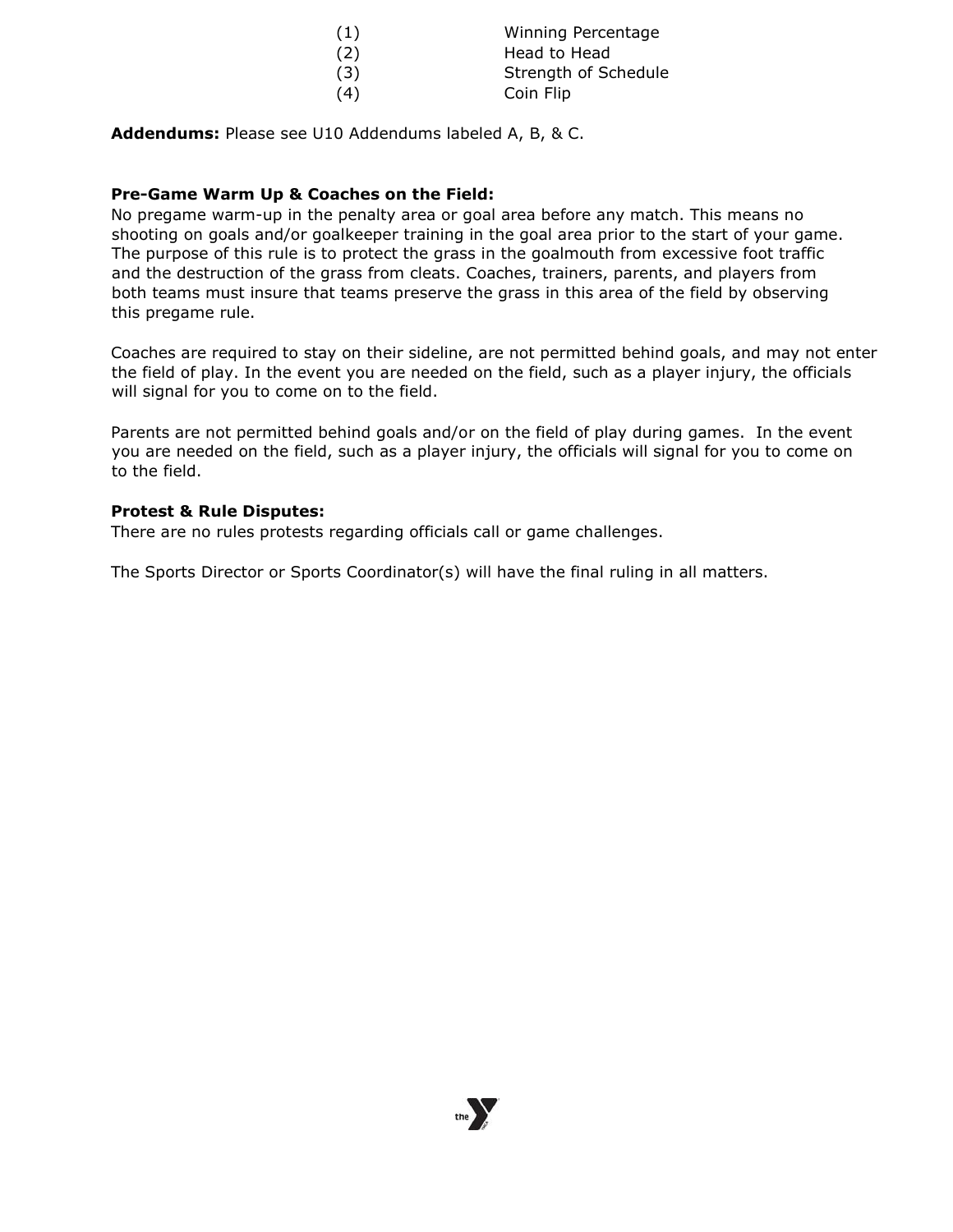(1) Winning Percentage
(2) Head to Head
(3) Strength of Schedule
(4) Coin Flip

**Addendums:** Please see U10 Addendums labeled A, B, & C.

**Pre-Game Warm Up & Coaches on the Field:**
No pregame warm-up in the penalty area or goal area before any match. This means no shooting on goals and/or goalkeeper training in the goal area prior to the start of your game. The purpose of this rule is to protect the grass in the goalmouth from excessive foot traffic and the destruction of the grass from cleats. Coaches, trainers, parents, and players from both teams must insure that teams preserve the grass in this area of the field by observing this pregame rule.

Coaches are required to stay on their sideline, are not permitted behind goals, and may not enter the field of play. In the event you are needed on the field, such as a player injury, the officials will signal for you to come on to the field.

Parents are not permitted behind goals and/or on the field of play during games. In the event you are needed on the field, such as a player injury, the officials will signal for you to come on to the field.

**Protest & Rule Disputes:**
There are no rules protests regarding officials call or game challenges.

The Sports Director or Sports Coordinator(s) will have the final ruling in all matters.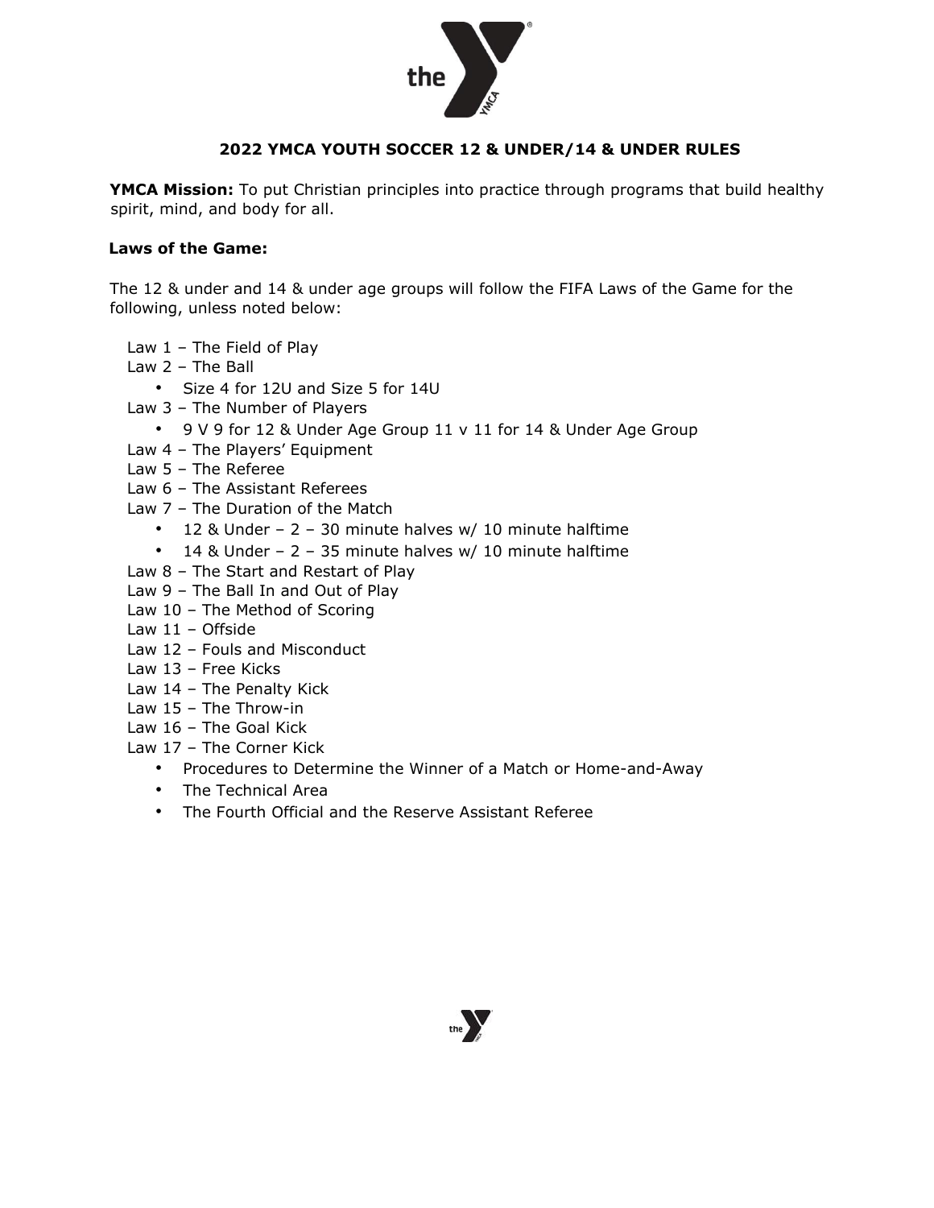## 2022 YMCA YOUTH SOCCER 12 & UNDER/14 & UNDER RULES

**YMCA Mission:** To put Christian principles into practice through programs that build healthy spirit, mind, and body for all.

**Laws of the Game:**

The 12 & under and 14 & under age groups will follow the FIFA Laws of the Game for the following, unless noted below:

- Law 1 – The Field of Play
- Law 2 – The Ball
  - Size 4 for 12U and Size 5 for 14U
- Law 3 – The Number of Players
  - 9 V 9 for 12 & Under Age Group 11 v 11 for 14 & Under Age Group
- Law 4 – The Players' Equipment
- Law 5 – The Referee
- Law 6 – The Assistant Referees
- Law 7 – The Duration of the Match
  - 12 & Under – 2 – 30 minute halves w/ 10 minute halftime
  - 14 & Under – 2 – 35 minute halves w/ 10 minute halftime
- Law 8 – The Start and Restart of Play
- Law 9 – The Ball In and Out of Play
- Law 10 – The Method of Scoring
- Law 11 – Offside
- Law 12 – Fouls and Misconduct
- Law 13 – Free Kicks
- Law 14 – The Penalty Kick
- Law 15 – The Throw-in
- Law 16 – The Goal Kick
- Law 17 – The Corner Kick
  - Procedures to Determine the Winner of a Match or Home-and-Away
  - The Technical Area
  - The Fourth Official and the Reserve Assistant Referee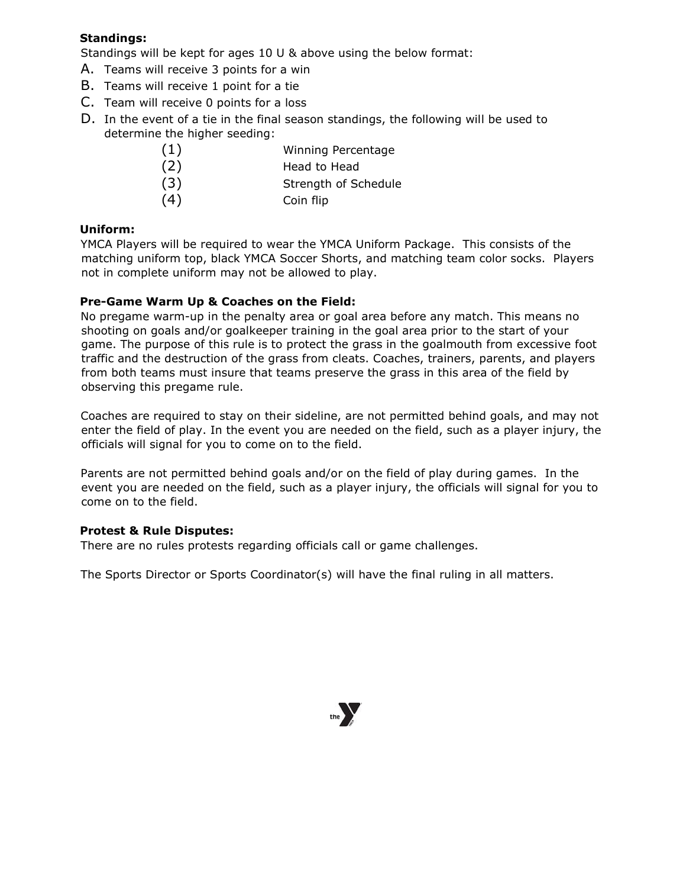**Standings:**

Standings will be kept for ages 10 U & above using the below format:

A. Teams will receive 3 points for a win
B. Teams will receive 1 point for a tie
C. Team will receive 0 points for a loss
D. In the event of a tie in the final season standings, the following will be used to determine the higher seeding:

(1) Winning Percentage
(2) Head to Head
(3) Strength of Schedule
(4) Coin flip

**Uniform:**

YMCA Players will be required to wear the YMCA Uniform Package. This consists of the matching uniform top, black YMCA Soccer Shorts, and matching team color socks. Players not in complete uniform may not be allowed to play.

**Pre-Game Warm Up & Coaches on the Field:**

No pregame warm-up in the penalty area or goal area before any match. This means no shooting on goals and/or goalkeeper training in the goal area prior to the start of your game. The purpose of this rule is to protect the grass in the goalmouth from excessive foot traffic and the destruction of the grass from cleats. Coaches, trainers, parents, and players from both teams must insure that teams preserve the grass in this area of the field by observing this pregame rule.

Coaches are required to stay on their sideline, are not permitted behind goals, and may not enter the field of play. In the event you are needed on the field, such as a player injury, the officials will signal for you to come on to the field.

Parents are not permitted behind goals and/or on the field of play during games. In the event you are needed on the field, such as a player injury, the officials will signal for you to come on to the field.

**Protest & Rule Disputes:**

There are no rules protests regarding officials call or game challenges.

The Sports Director or Sports Coordinator(s) will have the final ruling in all matters.